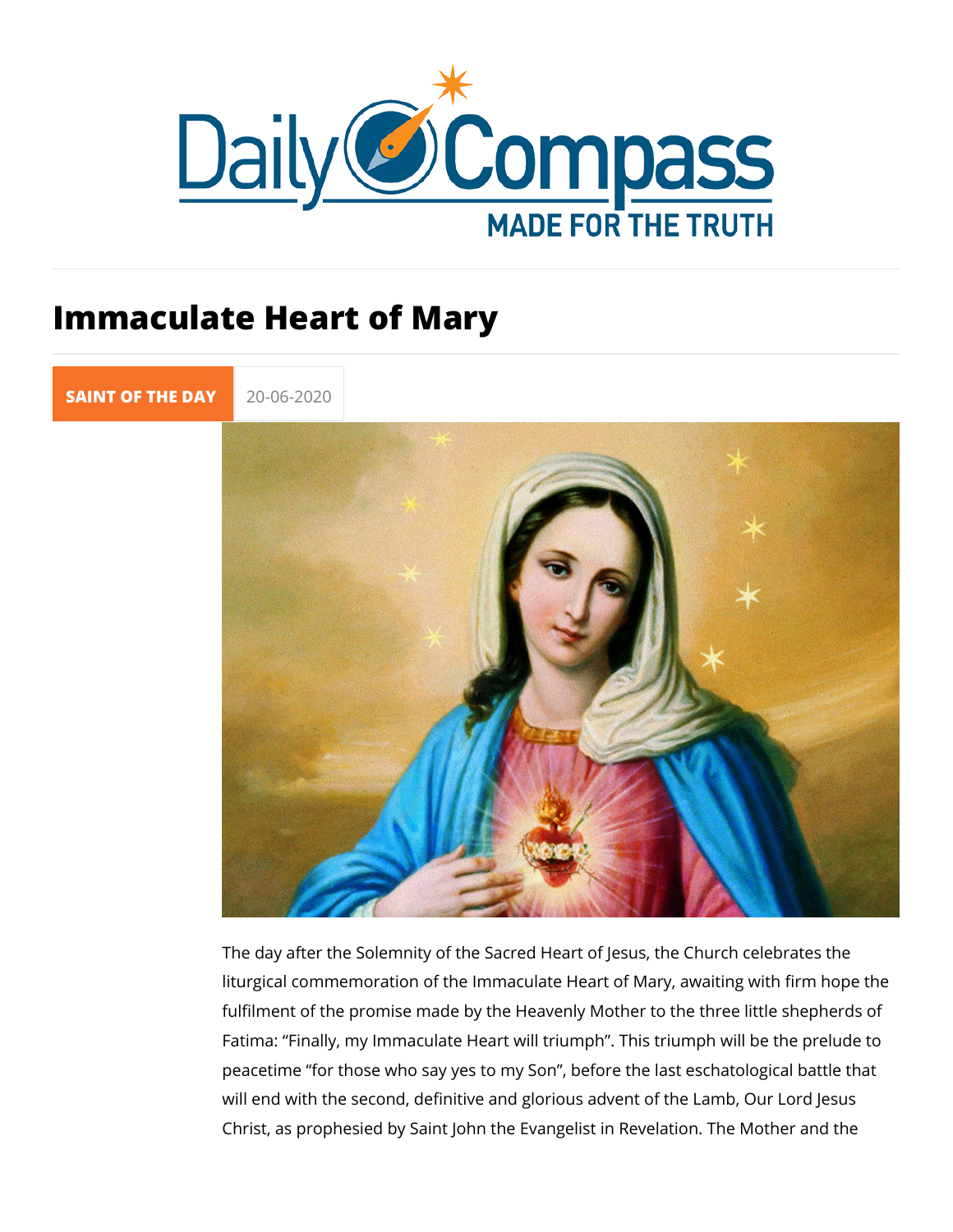# Immaculate Heart of Mary

SAINT OF THE DAY 20-06-2020

The day after the Solemnity of the Sacred Heart of Jesus, the Church celebrates the liturgical commemoration of the Immaculate Heart of Mary, awaiting with firm hope the fulfilment of the promise made by the Heavenly Mother to the three little shepherds of Fatima: “Finally, my Immaculate Heart will triumph”. This triumph will be the prelude to peacetime “for those who say yes to my Son”, before the last eschatological battle that will end with the second, definitive and glorious advent of the Lamb, Our Lord Jesus Christ, as prophesied by Saint John the Evangelist in Revelation. The Mother and the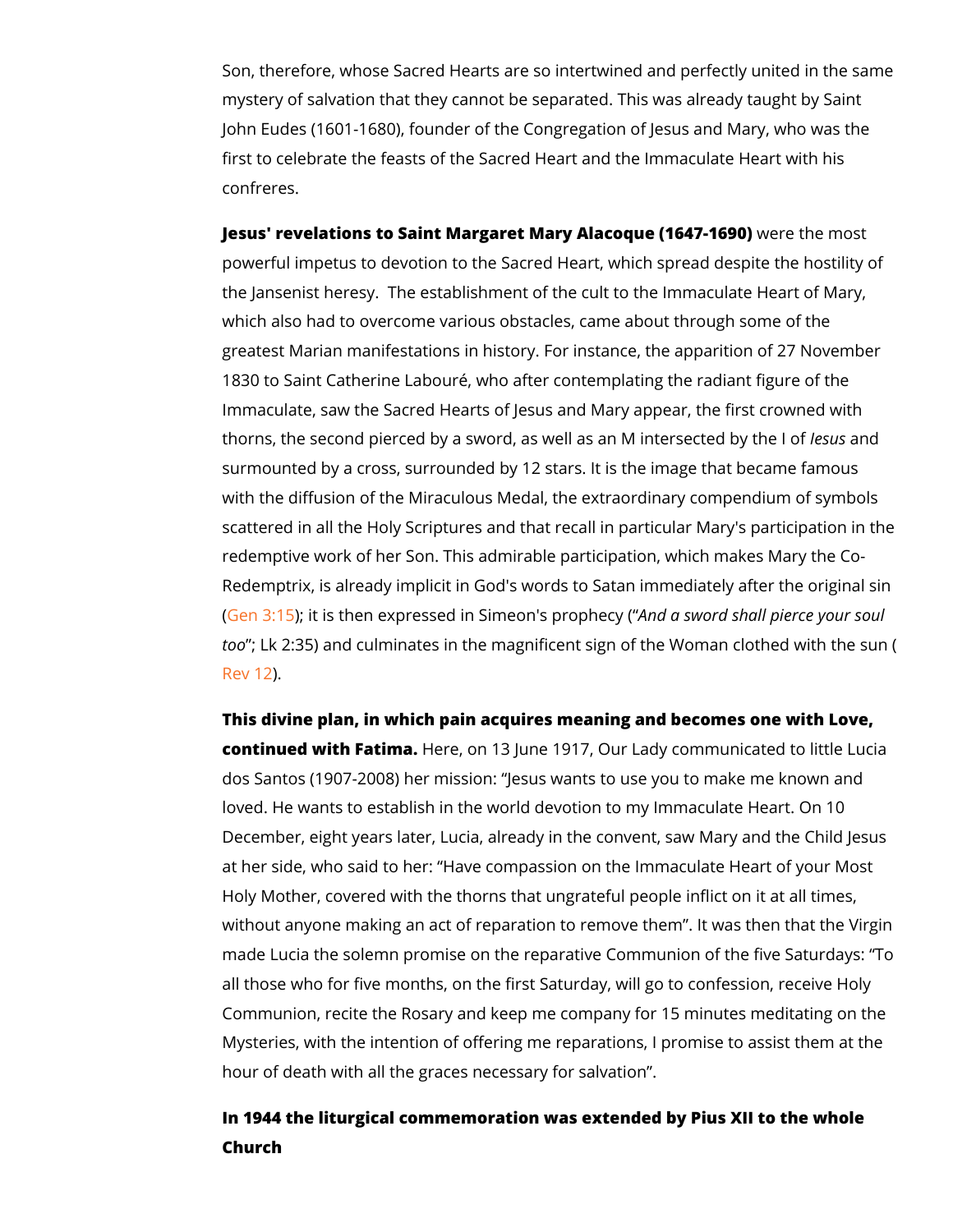Son, therefore, whose Sacred Hearts are so intertwined and perfectly united in the same mystery of salvation that they cannot be separated. This was already taught by Saint John Eudes (1601-1680), founder of the Congregation of Jesus and Mary, who was the first to celebrate the feasts of the Sacred Heart and the Immaculate Heart with his confreres.

**Jesus' revelations to Saint Margaret Mary Alacoque (1647-1690)** were the most powerful impetus to devotion to the Sacred Heart, which spread despite the hostility of the Jansenist heresy. The establishment of the cult to the Immaculate Heart of Mary, which also had to overcome various obstacles, came about through some of the greatest Marian manifestations in history. For instance, the apparition of 27 November 1830 to Saint Catherine Labouré, who after contemplating the radiant figure of the Immaculate, saw the Sacred Hearts of Jesus and Mary appear, the first crowned with thorns, the second pierced by a sword, as well as an M intersected by the I of *Jesus* and surmounted by a cross, surrounded by 12 stars. It is the image that became famous with the diffusion of the Miraculous Medal, the extraordinary compendium of symbols scattered in all the Holy Scriptures and that recall in particular Mary's participation in the redemptive work of her Son. This admirable participation, which makes Mary the Co-Redemptrix, is already implicit in God's words to Satan immediately after the original sin (Gen 3:15); it is then expressed in Simeon's prophecy (“*And a sword shall pierce your soul too*”; Lk 2:35) and culminates in the magnificent sign of the Woman clothed with the sun (Rev 12).

**This divine plan, in which pain acquires meaning and becomes one with Love, continued with Fatima.** Here, on 13 June 1917, Our Lady communicated to little Lucia dos Santos (1907-2008) her mission: “Jesus wants to use you to make me known and loved. He wants to establish in the world devotion to my Immaculate Heart. On 10 December, eight years later, Lucia, already in the convent, saw Mary and the Child Jesus at her side, who said to her: “Have compassion on the Immaculate Heart of your Most Holy Mother, covered with the thorns that ungrateful people inflict on it at all times, without anyone making an act of reparation to remove them”. It was then that the Virgin made Lucia the solemn promise on the reparative Communion of the five Saturdays: “To all those who for five months, on the first Saturday, will go to confession, receive Holy Communion, recite the Rosary and keep me company for 15 minutes meditating on the Mysteries, with the intention of offering me reparations, I promise to assist them at the hour of death with all the graces necessary for salvation”.

**In 1944 the liturgical commemoration was extended by Pius XII to the whole Church**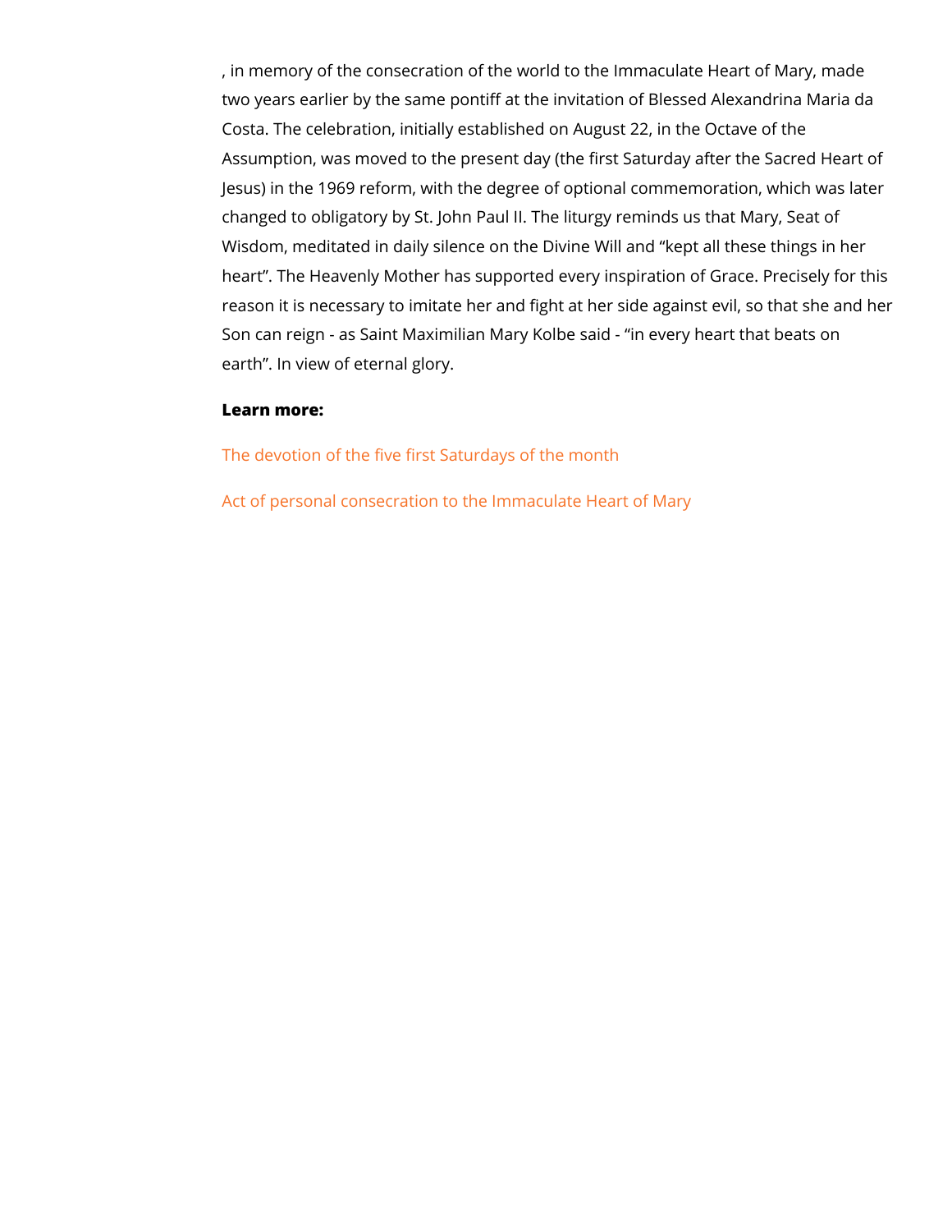, in memory of the consecration of the world to the Immaculate Heart of Mary, made two years earlier by the same pontiff at the invitation of Blessed Alexandrina Maria da Costa. The celebration, initially established on August 22, in the Octave of the Assumption, was moved to the present day (the first Saturday after the Sacred Heart of Jesus) in the 1969 reform, with the degree of optional commemoration, which was later changed to obligatory by St. John Paul II. The liturgy reminds us that Mary, Seat of Wisdom, meditated in daily silence on the Divine Will and "kept all these things in her heart". The Heavenly Mother has supported every inspiration of Grace. Precisely for this reason it is necessary to imitate her and fight at her side against evil, so that she and her Son can reign - as Saint Maximilian Mary Kolbe said - "in every heart that beats on earth". In view of eternal glory.

**Learn more:**

The devotion of the five first Saturdays of the month

Act of personal consecration to the Immaculate Heart of Mary